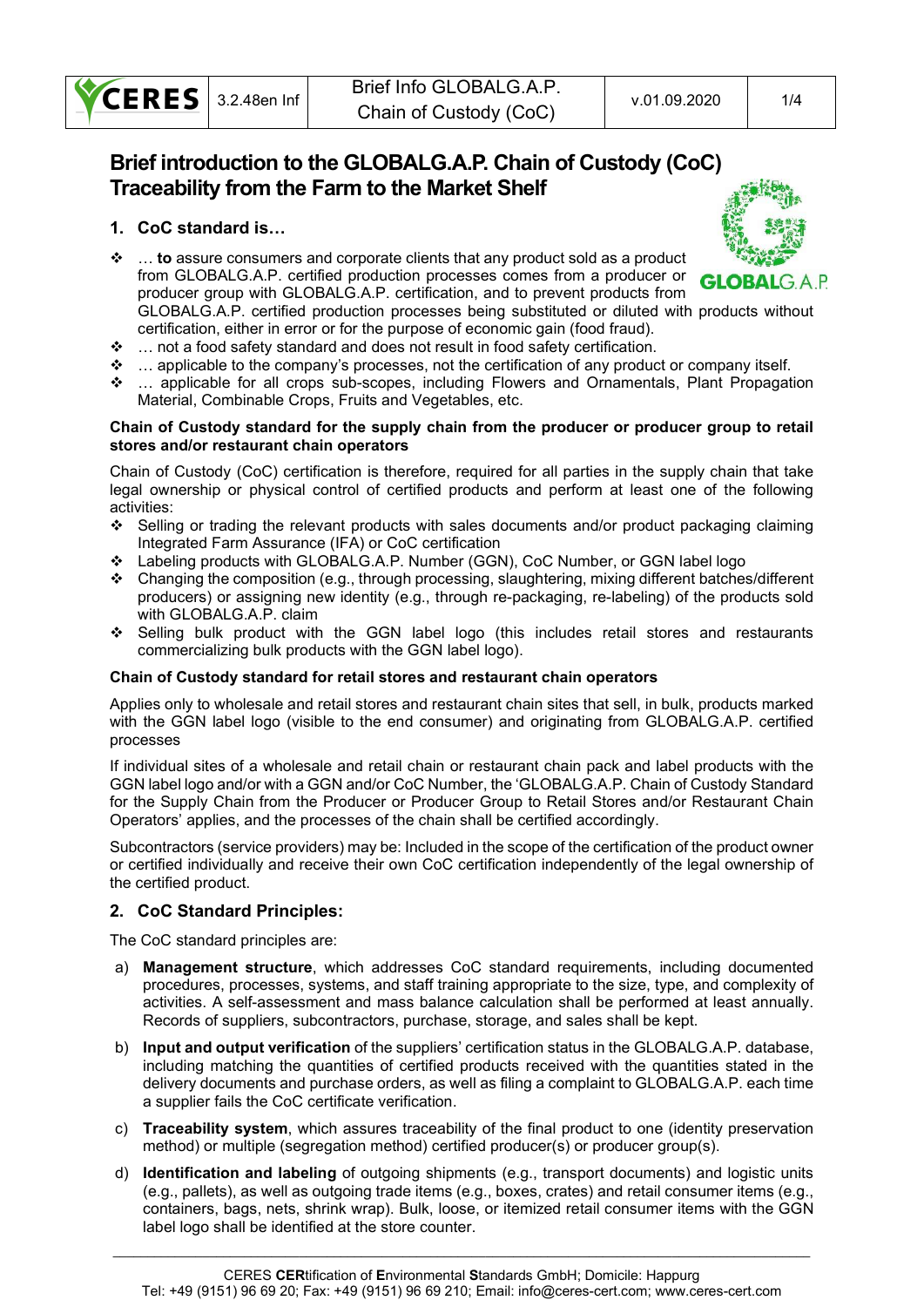# Brief introduction to the GLOBALG.A.P. Chain of Custody (CoC) Traceability from the Farm to the Market Shelf

## 1. CoC standard is…

- … **to** assure consumers and corporate clients that any product sold as a product from GLOBALG.A.P. certified production processes comes from a producer or producer group with GLOBALG.A.P. certification, and to prevent products from GLOBALG.A.P. certified production processes being substituted or diluted with products without certification, either in error or for the purpose of economic gain (food fraud).
- … not a food safety standard and does not result in food safety certification.
- … applicable to the company's processes, not the certification of any product or company itself.
- … applicable for all crops sub-scopes, including Flowers and Ornamentals, Plant Propagation Material, Combinable Crops, Fruits and Vegetables, etc.

**Chain of Custody standard for the supply chain from the producer or producer group to retail stores and/or restaurant chain operators**

Chain of Custody (CoC) certification is therefore, required for all parties in the supply chain that take legal ownership or physical control of certified products and perform at least one of the following activities:

- Selling or trading the relevant products with sales documents and/or product packaging claiming Integrated Farm Assurance (IFA) or CoC certification
- Labeling products with GLOBALG.A.P. Number (GGN), CoC Number, or GGN label logo
- Changing the composition (e.g., through processing, slaughtering, mixing different batches/different producers) or assigning new identity (e.g., through re-packaging, re-labeling) of the products sold with GLOBALG.A.P. claim
- Selling bulk product with the GGN label logo (this includes retail stores and restaurants commercializing bulk products with the GGN label logo).

**Chain of Custody standard for retail stores and restaurant chain operators**

Applies only to wholesale and retail stores and restaurant chain sites that sell, in bulk, products marked with the GGN label logo (visible to the end consumer) and originating from GLOBALG.A.P. certified processes

If individual sites of a wholesale and retail chain or restaurant chain pack and label products with the GGN label logo and/or with a GGN and/or CoC Number, the 'GLOBALG.A.P. Chain of Custody Standard for the Supply Chain from the Producer or Producer Group to Retail Stores and/or Restaurant Chain Operators' applies, and the processes of the chain shall be certified accordingly.

Subcontractors (service providers) may be: Included in the scope of the certification of the product owner or certified individually and receive their own CoC certification independently of the legal ownership of the certified product.

## 2. CoC Standard Principles:

The CoC standard principles are:

a) **Management structure**, which addresses CoC standard requirements, including documented procedures, processes, systems, and staff training appropriate to the size, type, and complexity of activities. A self-assessment and mass balance calculation shall be performed at least annually. Records of suppliers, subcontractors, purchase, storage, and sales shall be kept.

b) **Input and output verification** of the suppliers' certification status in the GLOBALG.A.P. database, including matching the quantities of certified products received with the quantities stated in the delivery documents and purchase orders, as well as filing a complaint to GLOBALG.A.P. each time a supplier fails the CoC certificate verification.

c) **Traceability system**, which assures traceability of the final product to one (identity preservation method) or multiple (segregation method) certified producer(s) or producer group(s).

d) **Identification and labeling** of outgoing shipments (e.g., transport documents) and logistic units (e.g., pallets), as well as outgoing trade items (e.g., boxes, crates) and retail consumer items (e.g., containers, bags, nets, shrink wrap). Bulk, loose, or itemized retail consumer items with the GGN label logo shall be identified at the store counter.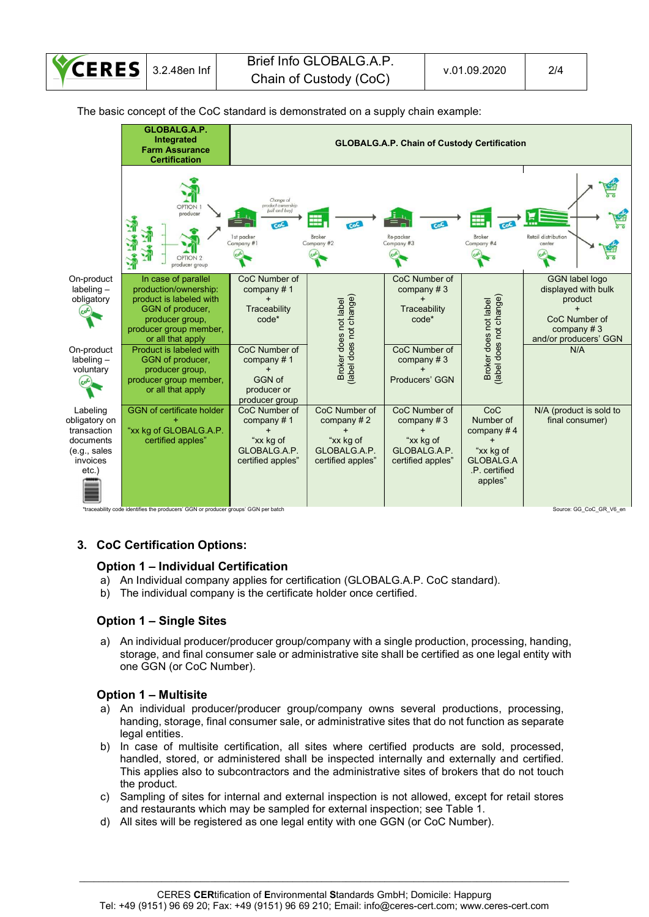The basic concept of the CoC standard is demonstrated on a supply chain example:

| | GLOBALG.A.P. Integrated Farm Assurance Certification | GLOBALG.A.P. Chain of Custody Certification | | | | |
|---|---|---|---|---|---|---|
| | OPTION 1 producer / OPTION 2 producer group | 1st packer Company #1 (Change of product ownership (sell and buy)) | Broker Company #2 | Re-packer Company #3 | Broker Company #4 | Retail distribution center |
| On-product labeling – obligatory | In case of parallel production/ownership: product is labeled with GGN of producer, producer group, producer group member, or all that apply | CoC Number of company # 1 + Traceability code* | Broker does not label (label does not change) | CoC Number of company # 3 + Traceability code* | Broker does not label (label does not change) | GGN label logo displayed with bulk product + CoC Number of company # 3 and/or producers' GGN |
| On-product labeling – voluntary | Product is labeled with GGN of producer, producer group, producer group member, or all that apply | CoC Number of company # 1 + GGN of producer or producer group | | CoC Number of company # 3 + Producers' GGN | | N/A |
| Labeling obligatory on transaction documents (e.g., sales invoices etc.) | GGN of certificate holder + "xx kg of GLOBALG.A.P. certified apples" | CoC Number of company # 1 + "xx kg of GLOBALG.A.P. certified apples" | CoC Number of company # 2 + "xx kg of GLOBALG.A.P. certified apples" | CoC Number of company # 3 + "xx kg of GLOBALG.A.P. certified apples" | CoC Number of company # 4 + "xx kg of GLOBALG.A.P. certified apples" | N/A (product is sold to final consumer) |

*traceability code identifies the producers' GGN or producer groups' GGN per batch

Source: GG_CoC_GR_V6_en

## 3. CoC Certification Options:

### Option 1 – Individual Certification

a) An Individual company applies for certification (GLOBALG.A.P. CoC standard).
b) The individual company is the certificate holder once certified.

### Option 1 – Single Sites

a) An individual producer/producer group/company with a single production, processing, handing, storage, and final consumer sale or administrative site shall be certified as one legal entity with one GGN (or CoC Number).

### Option 1 – Multisite

a) An individual producer/producer group/company owns several productions, processing, handing, storage, final consumer sale, or administrative sites that do not function as separate legal entities.
b) In case of multisite certification, all sites where certified products are sold, processed, handled, stored, or administered shall be inspected internally and externally and certified. This applies also to subcontractors and the administrative sites of brokers that do not touch the product.
c) Sampling of sites for internal and external inspection is not allowed, except for retail stores and restaurants which may be sampled for external inspection; see Table 1.
d) All sites will be registered as one legal entity with one GGN (or CoC Number).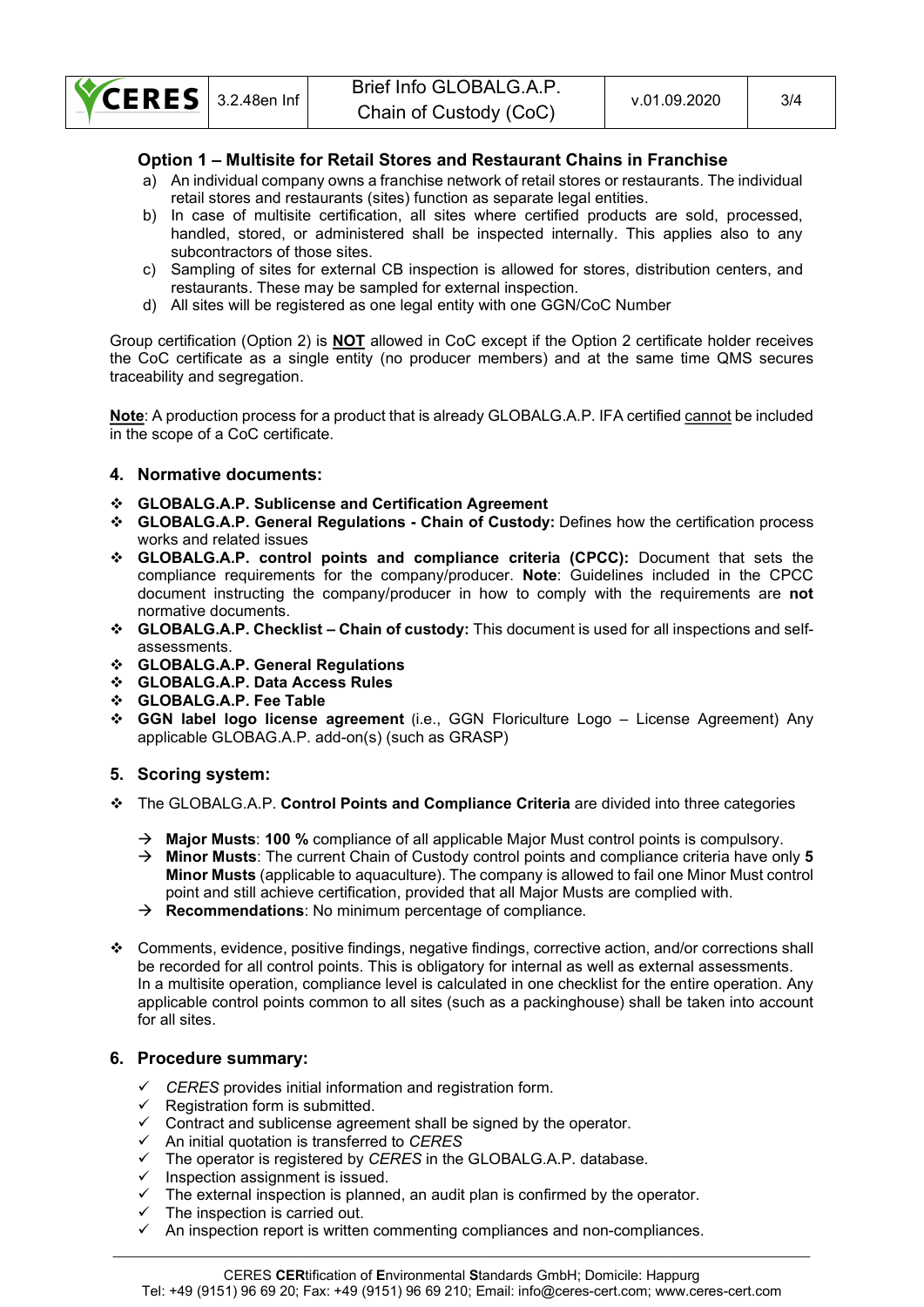### Option 1 – Multisite for Retail Stores and Restaurant Chains in Franchise

a) An individual company owns a franchise network of retail stores or restaurants. The individual retail stores and restaurants (sites) function as separate legal entities.
b) In case of multisite certification, all sites where certified products are sold, processed, handled, stored, or administered shall be inspected internally. This applies also to any subcontractors of those sites.
c) Sampling of sites for external CB inspection is allowed for stores, distribution centers, and restaurants. These may be sampled for external inspection.
d) All sites will be registered as one legal entity with one GGN/CoC Number

Group certification (Option 2) is **<u>NOT</u>** allowed in CoC except if the Option 2 certificate holder receives the CoC certificate as a single entity (no producer members) and at the same time QMS secures traceability and segregation.

**<u>Note</u>**: A production process for a product that is already GLOBALG.A.P. IFA certified <u>cannot</u> be included in the scope of a CoC certificate.

## 4. Normative documents:

- **GLOBALG.A.P. Sublicense and Certification Agreement**
- **GLOBALG.A.P. General Regulations - Chain of Custody:** Defines how the certification process works and related issues
- **GLOBALG.A.P. control points and compliance criteria (CPCC):** Document that sets the compliance requirements for the company/producer. **Note**: Guidelines included in the CPCC document instructing the company/producer in how to comply with the requirements are **not** normative documents.
- **GLOBALG.A.P. Checklist – Chain of custody:** This document is used for all inspections and self-assessments.
- **GLOBALG.A.P. General Regulations**
- **GLOBALG.A.P. Data Access Rules**
- **GLOBALG.A.P. Fee Table**
- **GGN label logo license agreement** (i.e., GGN Floriculture Logo – License Agreement) Any applicable GLOBAG.A.P. add-on(s) (such as GRASP)

## 5. Scoring system:

- The GLOBALG.A.P. **Control Points and Compliance Criteria** are divided into three categories
  - → **Major Musts**: **100 %** compliance of all applicable Major Must control points is compulsory.
  - → **Minor Musts**: The current Chain of Custody control points and compliance criteria have only **5 Minor Musts** (applicable to aquaculture). The company is allowed to fail one Minor Must control point and still achieve certification, provided that all Major Musts are complied with.
  - → **Recommendations**: No minimum percentage of compliance.
- Comments, evidence, positive findings, negative findings, corrective action, and/or corrections shall be recorded for all control points. This is obligatory for internal as well as external assessments. In a multisite operation, compliance level is calculated in one checklist for the entire operation. Any applicable control points common to all sites (such as a packinghouse) shall be taken into account for all sites.

## 6. Procedure summary:

- ✓ *CERES* provides initial information and registration form.
- ✓ Registration form is submitted.
- ✓ Contract and sublicense agreement shall be signed by the operator.
- ✓ An initial quotation is transferred to *CERES*
- ✓ The operator is registered by *CERES* in the GLOBALG.A.P. database.
- ✓ Inspection assignment is issued.
- ✓ The external inspection is planned, an audit plan is confirmed by the operator.
- ✓ The inspection is carried out.
- ✓ An inspection report is written commenting compliances and non-compliances.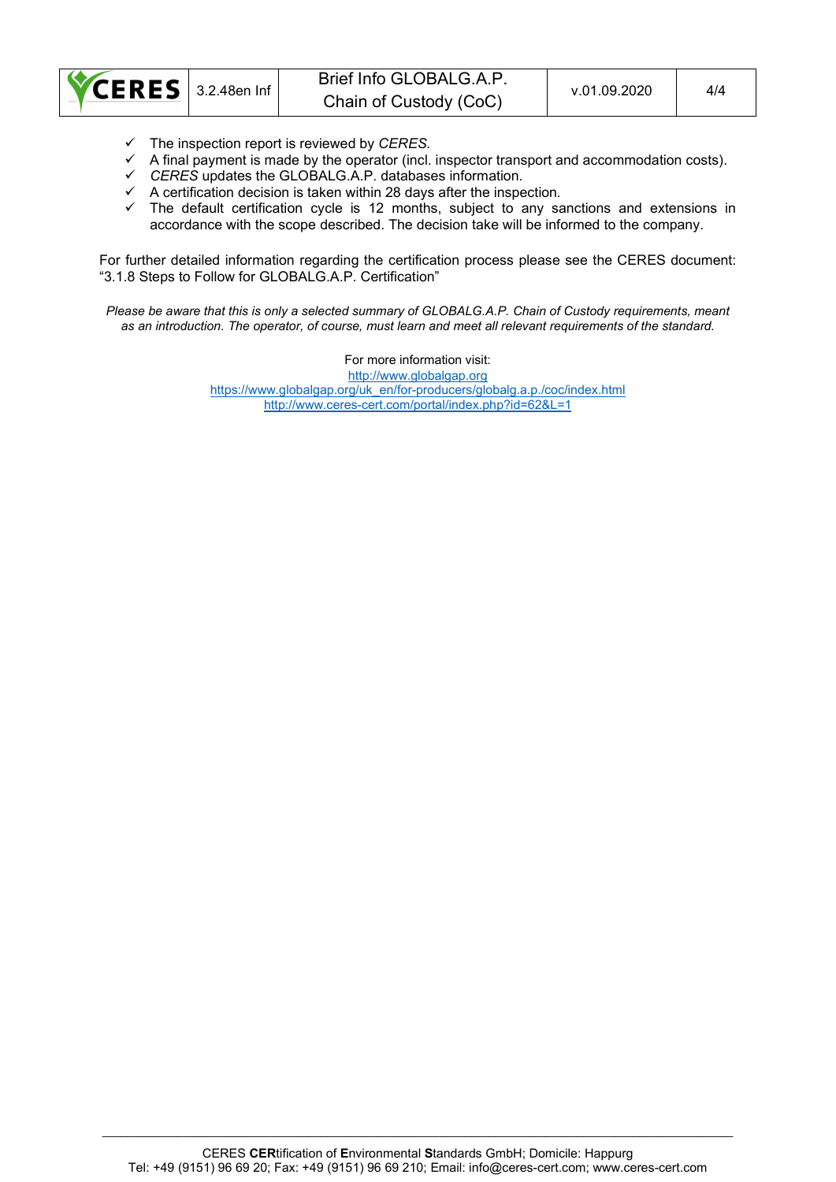- ✓ The inspection report is reviewed by *CERES*.
- ✓ A final payment is made by the operator (incl. inspector transport and accommodation costs).
- ✓ *CERES* updates the GLOBALG.A.P. databases information.
- ✓ A certification decision is taken within 28 days after the inspection.
- ✓ The default certification cycle is 12 months, subject to any sanctions and extensions in accordance with the scope described. The decision take will be informed to the company.

For further detailed information regarding the certification process please see the CERES document: "3.1.8 Steps to Follow for GLOBALG.A.P. Certification"

*Please be aware that this is only a selected summary of GLOBALG.A.P. Chain of Custody requirements, meant as an introduction. The operator, of course, must learn and meet all relevant requirements of the standard.*

For more information visit:
http://www.globalgap.org
https://www.globalgap.org/uk_en/for-producers/globalg.a.p./coc/index.html
http://www.ceres-cert.com/portal/index.php?id=62&L=1